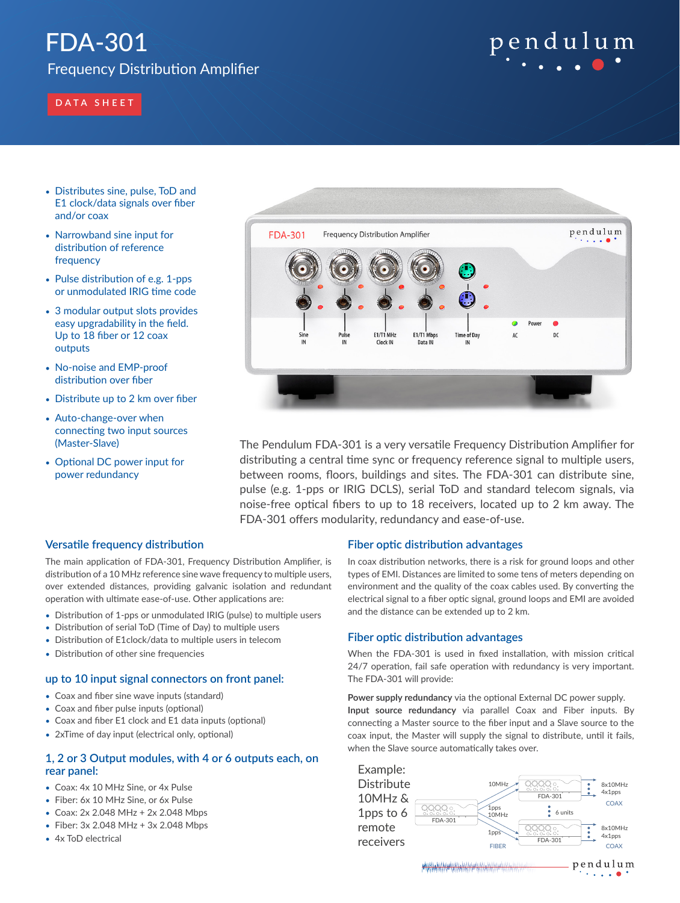# FDA-301

## Frequency Distribution Amplifier

DATA SHEET

- Distributes sine, pulse, ToD and E1 clock/data signals over fiber and/or coax
- Narrowband sine input for distribution of reference frequency
- Pulse distribution of e.g. 1-pps or unmodulated IRIG time code
- 3 modular output slots provides easy upgradability in the field. Up to 18 fiber or 12 coax outputs
- No-noise and EMP-proof distribution over fiber
- Distribute up to 2 km over fiber
- Auto-change-over when connecting two input sources (Master-Slave)
- Optional DC power input for power redundancy

The Pendulum FDA-301 is a very versatile Frequency Distribution Amplifier for distributing a central time sync or frequency reference signal to multiple users, between rooms, floors, buildings and sites. The FDA-301 can distribute sine, pulse (e.g. 1-pps or IRIG DCLS), serial ToD and standard telecom signals, via noise-free optical fibers to up to 18 receivers, located up to 2 km away. The FDA-301 offers modularity, redundancy and ease-of-use.

### Versatile frequency distribution

The main application of FDA-301, Frequency Distribution Amplifier, is distribution of a 10 MHz reference sine wave frequency to multiple users, over extended distances, providing galvanic isolation and redundant operation with ultimate ease-of-use. Other applications are:

- Distribution of 1-pps or unmodulated IRIG (pulse) to multiple users
- Distribution of serial ToD (Time of Day) to multiple users
- Distribution of E1clock/data to multiple users in telecom
- Distribution of other sine frequencies

### up to 10 input signal connectors on front panel:

- Coax and fiber sine wave inputs (standard)
- Coax and fiber pulse inputs (optional)
- Coax and fiber E1 clock and E1 data inputs (optional)
- 2xTime of day input (electrical only, optional)

### 1, 2 or 3 Output modules, with 4 or 6 outputs each, on rear panel:

- Coax: 4x 10 MHz Sine, or 4x Pulse
- Fiber: 6x 10 MHz Sine, or 6x Pulse
- Coax: 2x 2.048 MHz + 2x 2.048 Mbps
- Fiber: 3x 2.048 MHz + 3x 2.048 Mbps
- 4x ToD electrical

### Fiber optic distribution advantages

In coax distribution networks, there is a risk for ground loops and other types of EMI. Distances are limited to some tens of meters depending on environment and the quality of the coax cables used. By converting the electrical signal to a fiber optic signal, ground loops and EMI are avoided and the distance can be extended up to 2 km.

### Fiber optic distribution advantages

When the FDA-301 is used in fixed installation, with mission critical 24/7 operation, fail safe operation with redundancy is very important. The FDA-301 will provide:

**Power supply redundancy** via the optional External DC power supply.
**Input source redundancy** via parallel Coax and Fiber inputs. By connecting a Master source to the fiber input and a Slave source to the coax input, the Master will supply the signal to distribute, until it fails, when the Slave source automatically takes over.

Example: Distribute 10MHz & 1pps to 6 remote receivers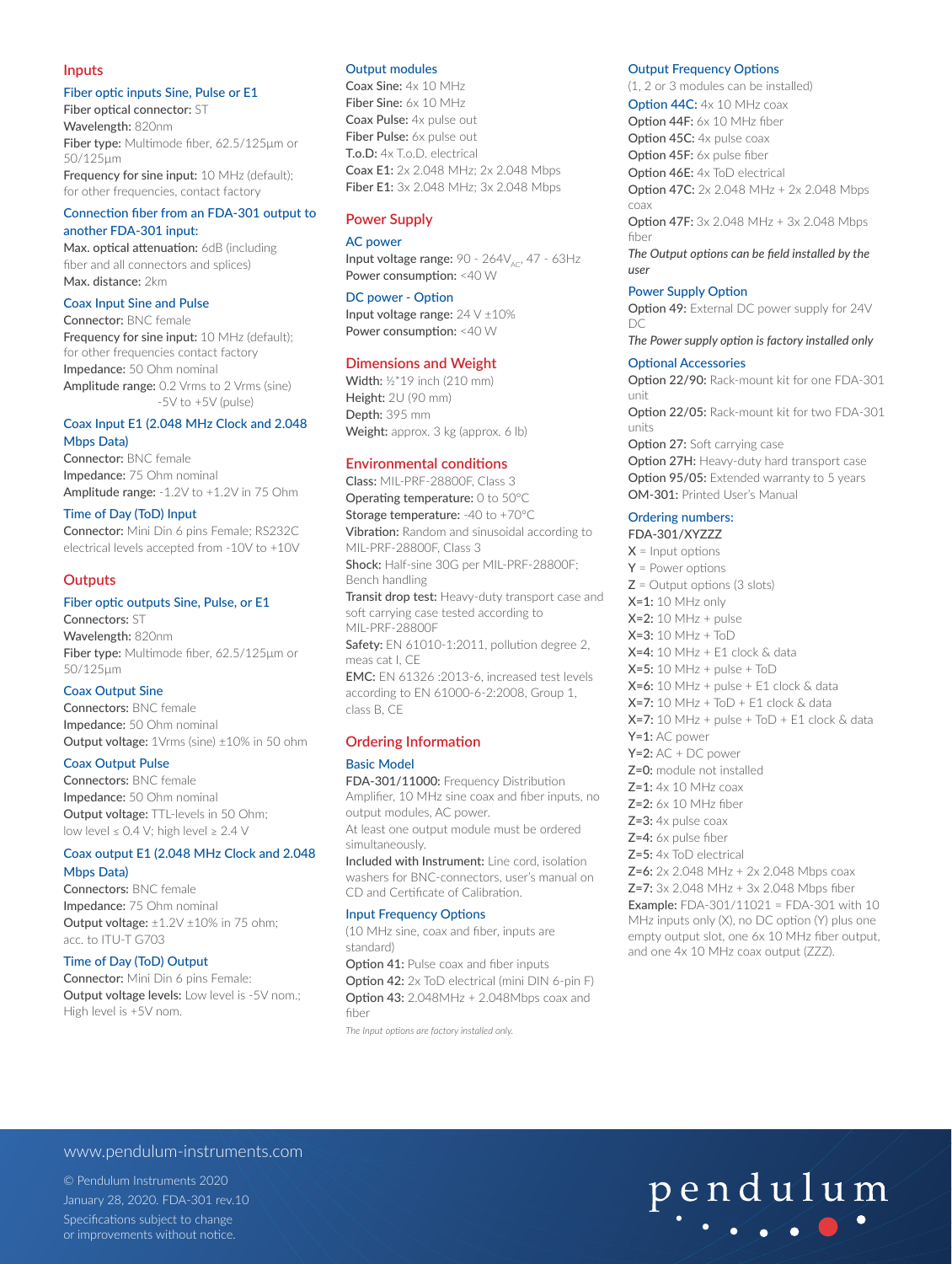## Inputs

### Fiber optic inputs Sine, Pulse or E1

**Fiber optical connector:** ST
**Wavelength:** 820nm
**Fiber type:** Multimode fiber, 62.5/125µm or 50/125µm
**Frequency for sine input:** 10 MHz (default); for other frequencies, contact factory

### Connection fiber from an FDA-301 output to another FDA-301 input:

**Max. optical attenuation:** 6dB (including fiber and all connectors and splices)
**Max. distance:** 2km

### Coax Input Sine and Pulse

**Connector:** BNC female
**Frequency for sine input:** 10 MHz (default); for other frequencies contact factory
**Impedance:** 50 Ohm nominal
**Amplitude range:** 0.2 Vrms to 2 Vrms (sine)
-5V to +5V (pulse)

### Coax Input E1 (2.048 MHz Clock and 2.048 Mbps Data)

**Connector:** BNC female
**Impedance:** 75 Ohm nominal
**Amplitude range:** -1.2V to +1.2V in 75 Ohm

### Time of Day (ToD) Input

**Connector:** Mini Din 6 pins Female; RS232C electrical levels accepted from -10V to +10V

## Outputs

### Fiber optic outputs Sine, Pulse, or E1

**Connectors:** ST
**Wavelength:** 820nm
**Fiber type:** Multimode fiber, 62.5/125µm or 50/125µm

### Coax Output Sine

**Connectors:** BNC female
**Impedance:** 50 Ohm nominal
**Output voltage:** 1Vrms (sine) ±10% in 50 ohm

### Coax Output Pulse

**Connectors:** BNC female
**Impedance:** 50 Ohm nominal
**Output voltage:** TTL-levels in 50 Ohm; low level ≤ 0.4 V; high level ≥ 2.4 V

### Coax output E1 (2.048 MHz Clock and 2.048 Mbps Data)

**Connectors:** BNC female
**Impedance:** 75 Ohm nominal
**Output voltage:** ±1.2V ±10% in 75 ohm; acc. to ITU-T G703

### Time of Day (ToD) Output

**Connector:** Mini Din 6 pins Female:
**Output voltage levels:** Low level is -5V nom.; High level is +5V nom.

### Output modules

**Coax Sine:** 4x 10 MHz
**Fiber Sine:** 6x 10 MHz
**Coax Pulse:** 4x pulse out
**Fiber Pulse:** 6x pulse out
**T.o.D:** 4x T.o.D. electrical
**Coax E1:** 2x 2.048 MHz; 2x 2.048 Mbps
**Fiber E1:** 3x 2.048 MHz; 3x 2.048 Mbps

## Power Supply

### AC power

**Input voltage range:** 90 - 264$V_{AC}$, 47 - 63Hz
**Power consumption:** <40 W

### DC power - Option

**Input voltage range:** 24 V ±10%
**Power consumption:** <40 W

## Dimensions and Weight

**Width:** ½"19 inch (210 mm)
**Height:** 2U (90 mm)
**Depth:** 395 mm
**Weight:** approx. 3 kg (approx. 6 lb)

## Environmental conditions

**Class:** MIL-PRF-28800F, Class 3
**Operating temperature:** 0 to 50°C
**Storage temperature:** -40 to +70°C
**Vibration:** Random and sinusoidal according to MIL-PRF-28800F, Class 3
**Shock:** Half-sine 30G per MIL-PRF-28800F; Bench handling
**Transit drop test:** Heavy-duty transport case and soft carrying case tested according to MIL-PRF-28800F
**Safety:** EN 61010-1:2011, pollution degree 2, meas cat I, CE
**EMC:** EN 61326 :2013-6, increased test levels according to EN 61000-6-2:2008, Group 1, class B, CE

## Ordering Information

### Basic Model

**FDA-301/11000:** Frequency Distribution Amplifier, 10 MHz sine coax and fiber inputs, no output modules, AC power.
At least one output module must be ordered simultaneously.
**Included with Instrument:** Line cord, isolation washers for BNC-connectors, user's manual on CD and Certificate of Calibration.

### Input Frequency Options

(10 MHz sine, coax and fiber, inputs are standard)
**Option 41:** Pulse coax and fiber inputs
**Option 42:** 2x ToD electrical (mini DIN 6-pin F)
**Option 43:** 2.048MHz + 2.048Mbps coax and fiber

*The Input options are factory installed only.*

### Output Frequency Options

(1, 2 or 3 modules can be installed)
**Option 44C:** 4x 10 MHz coax
**Option 44F:** 6x 10 MHz fiber
**Option 45C:** 4x pulse coax
**Option 45F:** 6x pulse fiber
**Option 46E:** 4x ToD electrical
**Option 47C:** 2x 2.048 MHz + 2x 2.048 Mbps coax
**Option 47F:** 3x 2.048 MHz + 3x 2.048 Mbps fiber

*The Output options can be field installed by the user*

### Power Supply Option

**Option 49:** External DC power supply for 24V DC

*The Power supply option is factory installed only*

### Optional Accessories

**Option 22/90:** Rack-mount kit for one FDA-301 unit
**Option 22/05:** Rack-mount kit for two FDA-301 units
**Option 27:** Soft carrying case
**Option 27H:** Heavy-duty hard transport case
**Option 95/05:** Extended warranty to 5 years
**OM-301:** Printed User's Manual

### Ordering numbers:

**FDA-301/XYZZZ**
**X** = Input options
**Y** = Power options
**Z** = Output options (3 slots)
**X=1:** 10 MHz only
**X=2:** 10 MHz + pulse
**X=3:** 10 MHz + ToD
**X=4:** 10 MHz + E1 clock & data
**X=5:** 10 MHz + pulse + ToD
**X=6:** 10 MHz + pulse + E1 clock & data
**X=7:** 10 MHz + ToD + E1 clock & data
**X=7:** 10 MHz + pulse + ToD + E1 clock & data
**Y=1:** AC power
**Y=2:** AC + DC power
**Z=0:** module not installed
**Z=1:** 4x 10 MHz coax
**Z=2:** 6x 10 MHz fiber
**Z=3:** 4x pulse coax
**Z=4:** 6x pulse fiber
**Z=5:** 4x ToD electrical
**Z=6:** 2x 2.048 MHz + 2x 2.048 Mbps coax
**Z=7:** 3x 2.048 MHz + 3x 2.048 Mbps fiber
**Example:** FDA-301/11021 = FDA-301 with 10 MHz inputs only (X), no DC option (Y) plus one empty output slot, one 6x 10 MHz fiber output, and one 4x 10 MHz coax output (ZZZ).

www.pendulum-instruments.com

© Pendulum Instruments 2020
January 28, 2020. FDA-301 rev.10
Specifications subject to change or improvements without notice.

pendulum